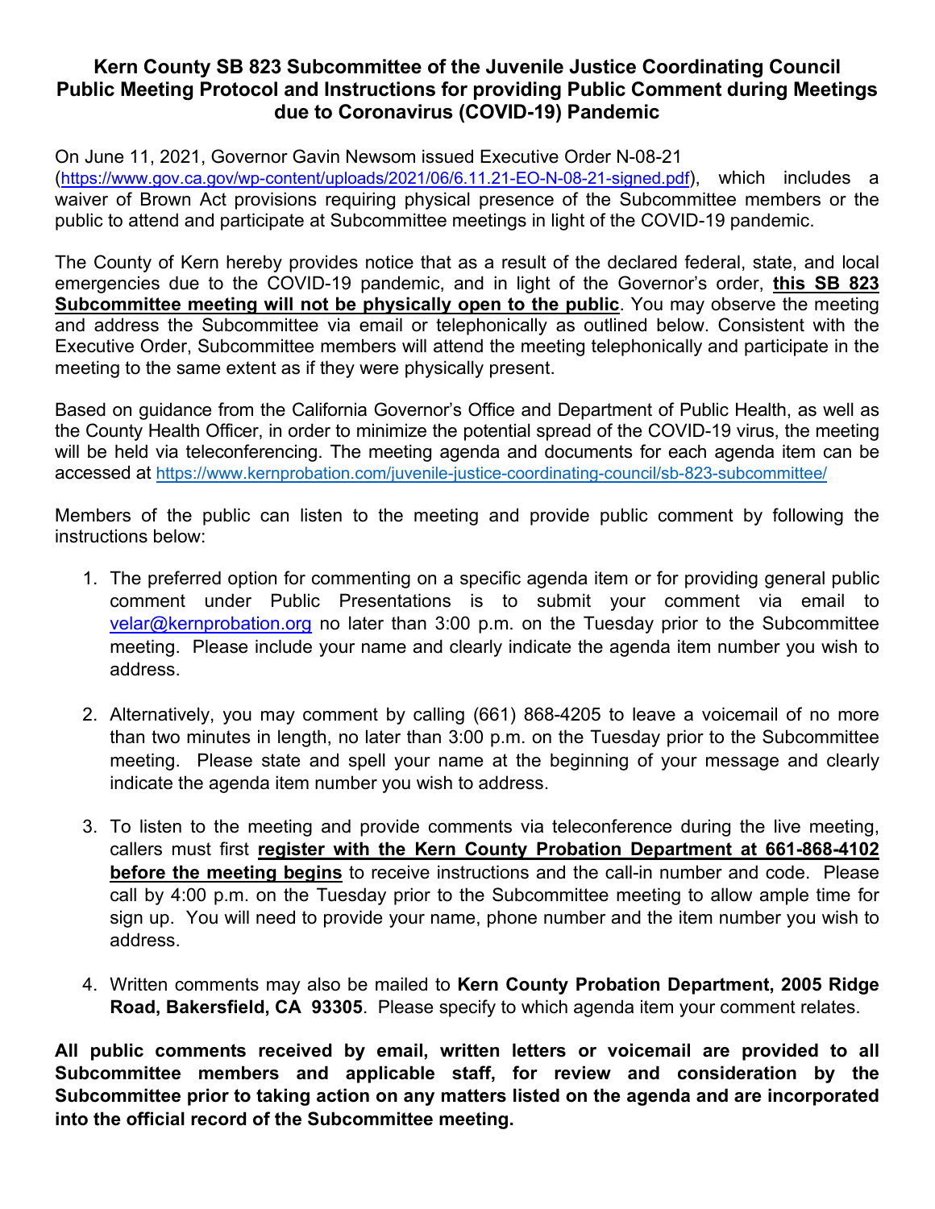# Kern County SB 823 Subcommittee of the Juvenile Justice Coordinating Council Public Meeting Protocol and Instructions for providing Public Comment during Meetings due to Coronavirus (COVID-19) Pandemic

On June 11, 2021, Governor Gavin Newsom issued Executive Order N-08-21 (https://www.gov.ca.gov/wp-content/uploads/2021/06/6.11.21-EO-N-08-21-signed.pdf), which includes a waiver of Brown Act provisions requiring physical presence of the Subcommittee members or the public to attend and participate at Subcommittee meetings in light of the COVID-19 pandemic.

The County of Kern hereby provides notice that as a result of the declared federal, state, and local emergencies due to the COVID-19 pandemic, and in light of the Governor's order, **this SB 823 Subcommittee meeting will not be physically open to the public**. You may observe the meeting and address the Subcommittee via email or telephonically as outlined below. Consistent with the Executive Order, Subcommittee members will attend the meeting telephonically and participate in the meeting to the same extent as if they were physically present.

Based on guidance from the California Governor's Office and Department of Public Health, as well as the County Health Officer, in order to minimize the potential spread of the COVID-19 virus, the meeting will be held via teleconferencing. The meeting agenda and documents for each agenda item can be accessed at https://www.kernprobation.com/juvenile-justice-coordinating-council/sb-823-subcommittee/

Members of the public can listen to the meeting and provide public comment by following the instructions below:

1. The preferred option for commenting on a specific agenda item or for providing general public comment under Public Presentations is to submit your comment via email to velar@kernprobation.org no later than 3:00 p.m. on the Tuesday prior to the Subcommittee meeting. Please include your name and clearly indicate the agenda item number you wish to address.

2. Alternatively, you may comment by calling (661) 868-4205 to leave a voicemail of no more than two minutes in length, no later than 3:00 p.m. on the Tuesday prior to the Subcommittee meeting. Please state and spell your name at the beginning of your message and clearly indicate the agenda item number you wish to address.

3. To listen to the meeting and provide comments via teleconference during the live meeting, callers must first **register with the Kern County Probation Department at 661-868-4102 before the meeting begins** to receive instructions and the call-in number and code. Please call by 4:00 p.m. on the Tuesday prior to the Subcommittee meeting to allow ample time for sign up. You will need to provide your name, phone number and the item number you wish to address.

4. Written comments may also be mailed to **Kern County Probation Department, 2005 Ridge Road, Bakersfield, CA 93305**. Please specify to which agenda item your comment relates.

**All public comments received by email, written letters or voicemail are provided to all Subcommittee members and applicable staff, for review and consideration by the Subcommittee prior to taking action on any matters listed on the agenda and are incorporated into the official record of the Subcommittee meeting.**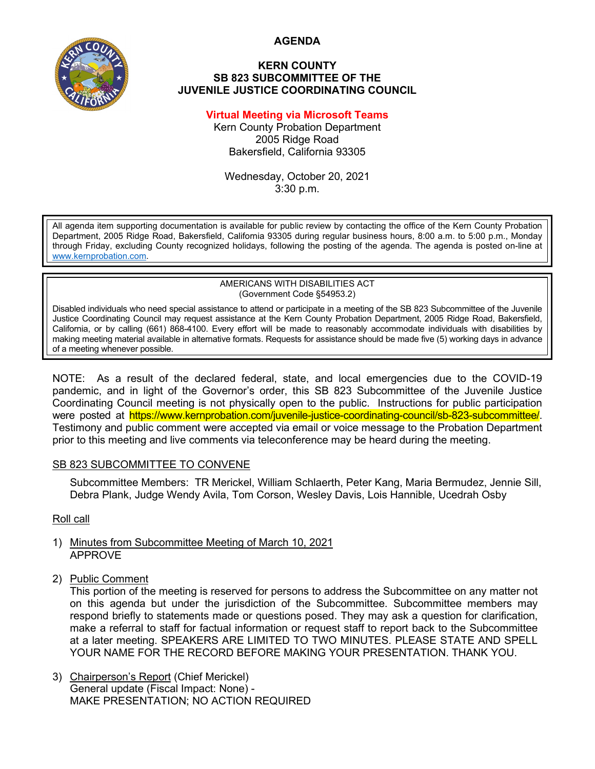# AGENDA

## KERN COUNTY
## SB 823 SUBCOMMITTEE OF THE
## JUVENILE JUSTICE COORDINATING COUNCIL

**Virtual Meeting via Microsoft Teams**

Kern County Probation Department
2005 Ridge Road
Bakersfield, California 93305

Wednesday, October 20, 2021
3:30 p.m.

All agenda item supporting documentation is available for public review by contacting the office of the Kern County Probation Department, 2005 Ridge Road, Bakersfield, California 93305 during regular business hours, 8:00 a.m. to 5:00 p.m., Monday through Friday, excluding County recognized holidays, following the posting of the agenda. The agenda is posted on-line at www.kernprobation.com.

AMERICANS WITH DISABILITIES ACT
(Government Code §54953.2)

Disabled individuals who need special assistance to attend or participate in a meeting of the SB 823 Subcommittee of the Juvenile Justice Coordinating Council may request assistance at the Kern County Probation Department, 2005 Ridge Road, Bakersfield, California, or by calling (661) 868-4100. Every effort will be made to reasonably accommodate individuals with disabilities by making meeting material available in alternative formats. Requests for assistance should be made five (5) working days in advance of a meeting whenever possible.

NOTE: As a result of the declared federal, state, and local emergencies due to the COVID-19 pandemic, and in light of the Governor's order, this SB 823 Subcommittee of the Juvenile Justice Coordinating Council meeting is not physically open to the public. Instructions for public participation were posted at https://www.kernprobation.com/juvenile-justice-coordinating-council/sb-823-subcommittee/. Testimony and public comment were accepted via email or voice message to the Probation Department prior to this meeting and live comments via teleconference may be heard during the meeting.

SB 823 SUBCOMMITTEE TO CONVENE

Subcommittee Members: TR Merickel, William Schlaerth, Peter Kang, Maria Bermudez, Jennie Sill, Debra Plank, Judge Wendy Avila, Tom Corson, Wesley Davis, Lois Hannible, Ucedrah Osby

Roll call

1) Minutes from Subcommittee Meeting of March 10, 2021
   APPROVE

2) Public Comment
   This portion of the meeting is reserved for persons to address the Subcommittee on any matter not on this agenda but under the jurisdiction of the Subcommittee. Subcommittee members may respond briefly to statements made or questions posed. They may ask a question for clarification, make a referral to staff for factual information or request staff to report back to the Subcommittee at a later meeting. SPEAKERS ARE LIMITED TO TWO MINUTES. PLEASE STATE AND SPELL YOUR NAME FOR THE RECORD BEFORE MAKING YOUR PRESENTATION. THANK YOU.

3) Chairperson's Report (Chief Merickel)
   General update (Fiscal Impact: None) -
   MAKE PRESENTATION; NO ACTION REQUIRED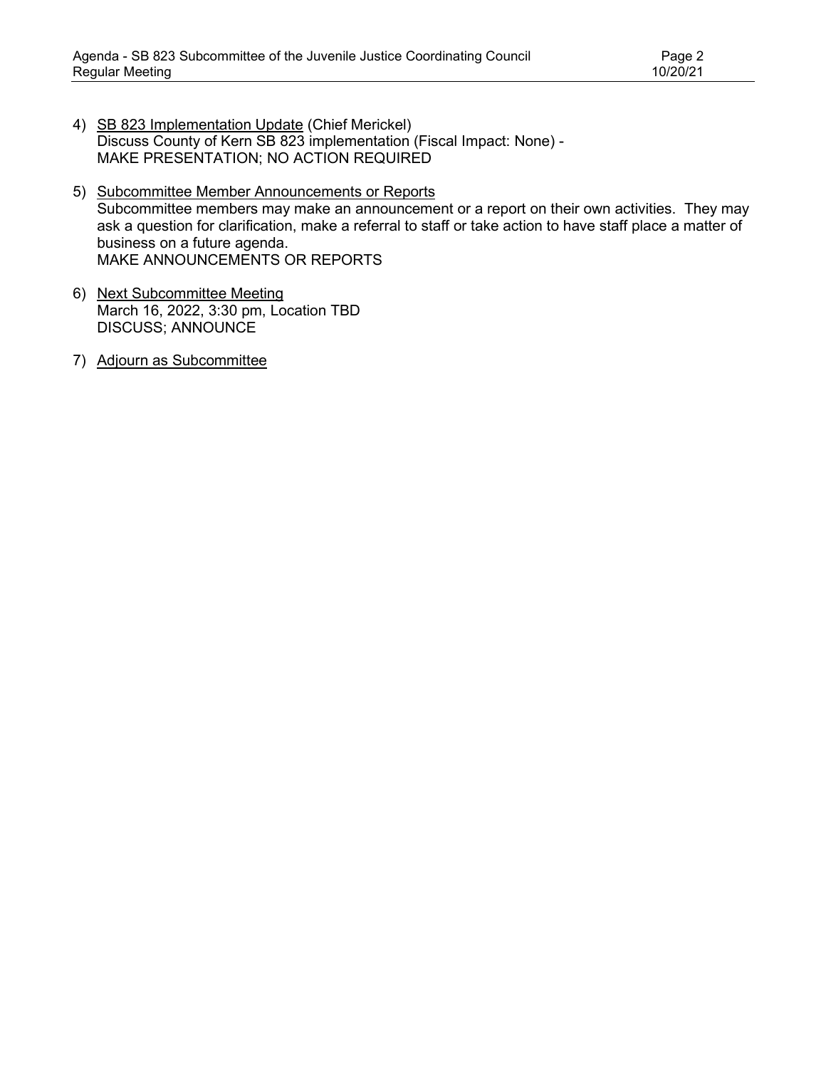4) SB 823 Implementation Update (Chief Merickel)
   Discuss County of Kern SB 823 implementation (Fiscal Impact: None) -
   MAKE PRESENTATION; NO ACTION REQUIRED

5) Subcommittee Member Announcements or Reports
   Subcommittee members may make an announcement or a report on their own activities. They may ask a question for clarification, make a referral to staff or take action to have staff place a matter of business on a future agenda.
   MAKE ANNOUNCEMENTS OR REPORTS

6) Next Subcommittee Meeting
   March 16, 2022, 3:30 pm, Location TBD
   DISCUSS; ANNOUNCE

7) Adjourn as Subcommittee